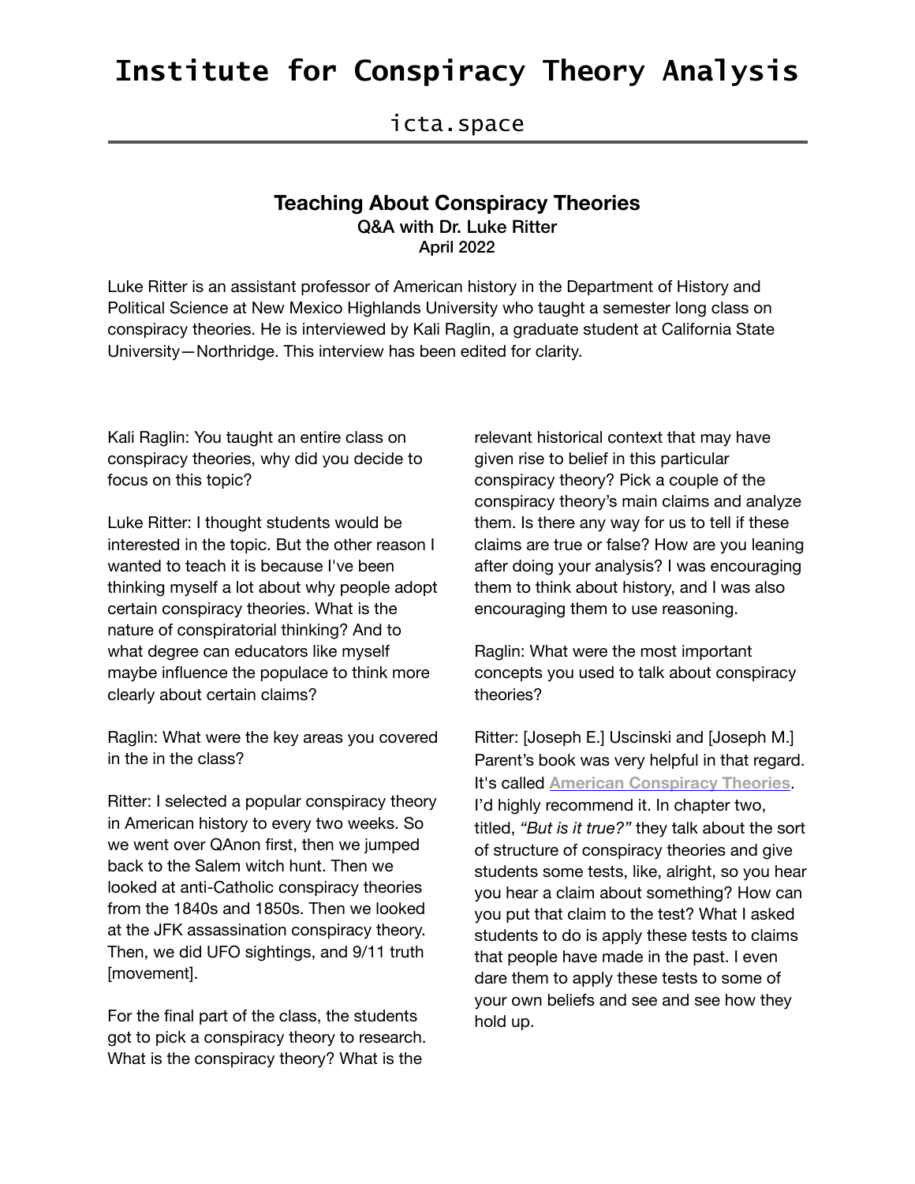# Institute for Conspiracy Theory Analysis

icta.space

## Teaching About Conspiracy Theories

### Q&A with Dr. Luke Ritter

April 2022

Luke Ritter is an assistant professor of American history in the Department of History and Political Science at New Mexico Highlands University who taught a semester long class on conspiracy theories. He is interviewed by Kali Raglin, a graduate student at California State University—Northridge. This interview has been edited for clarity.

Kali Raglin: You taught an entire class on conspiracy theories, why did you decide to focus on this topic?

Luke Ritter: I thought students would be interested in the topic. But the other reason I wanted to teach it is because I've been thinking myself a lot about why people adopt certain conspiracy theories. What is the nature of conspiratorial thinking? And to what degree can educators like myself maybe influence the populace to think more clearly about certain claims?

Raglin: What were the key areas you covered in the in the class?

Ritter: I selected a popular conspiracy theory in American history to every two weeks. So we went over QAnon first, then we jumped back to the Salem witch hunt. Then we looked at anti-Catholic conspiracy theories from the 1840s and 1850s. Then we looked at the JFK assassination conspiracy theory. Then, we did UFO sightings, and 9/11 truth [movement].

For the final part of the class, the students got to pick a conspiracy theory to research. What is the conspiracy theory? What is the relevant historical context that may have given rise to belief in this particular conspiracy theory? Pick a couple of the conspiracy theory's main claims and analyze them. Is there any way for us to tell if these claims are true or false? How are you leaning after doing your analysis? I was encouraging them to think about history, and I was also encouraging them to use reasoning.

Raglin: What were the most important concepts you used to talk about conspiracy theories?

Ritter: [Joseph E.] Uscinski and [Joseph M.] Parent's book was very helpful in that regard. It's called **American Conspiracy Theories**. I'd highly recommend it. In chapter two, titled, *"But is it true?"* they talk about the sort of structure of conspiracy theories and give students some tests, like, alright, so you hear you hear a claim about something? How can you put that claim to the test? What I asked students to do is apply these tests to claims that people have made in the past. I even dare them to apply these tests to some of your own beliefs and see and see how they hold up.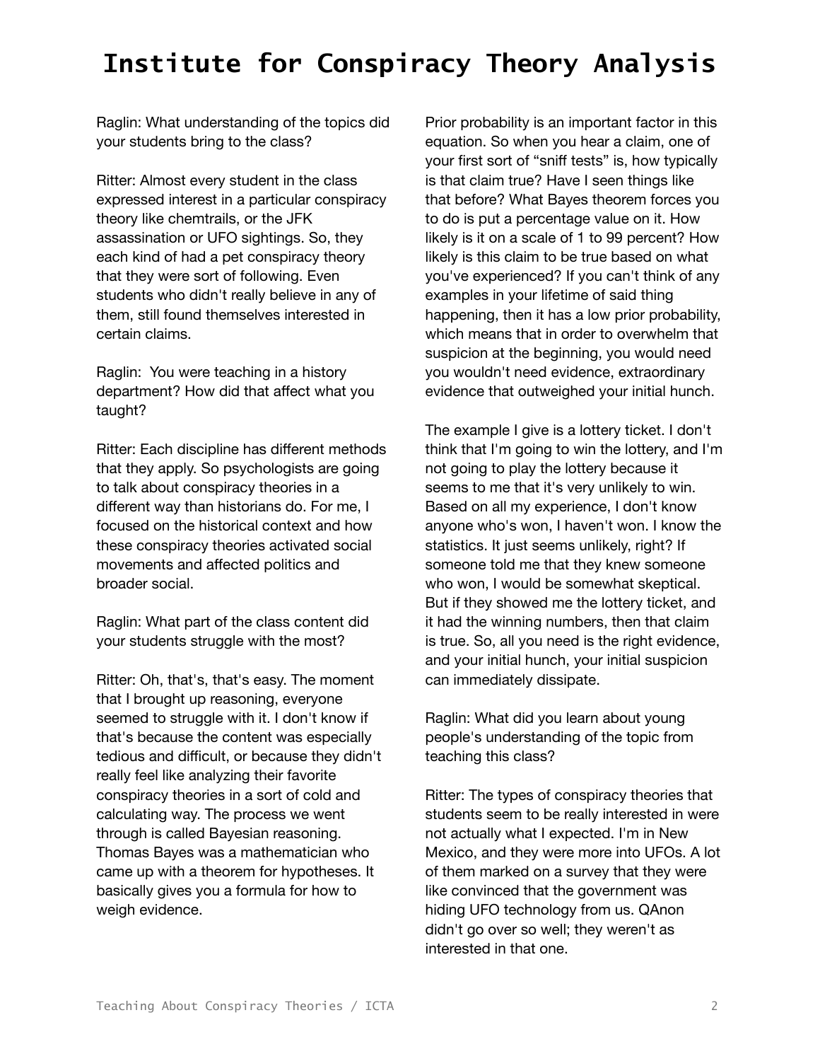# Institute for Conspiracy Theory Analysis

Raglin: What understanding of the topics did your students bring to the class?

Ritter: Almost every student in the class expressed interest in a particular conspiracy theory like chemtrails, or the JFK assassination or UFO sightings. So, they each kind of had a pet conspiracy theory that they were sort of following. Even students who didn't really believe in any of them, still found themselves interested in certain claims.

Raglin: You were teaching in a history department? How did that affect what you taught?

Ritter: Each discipline has different methods that they apply. So psychologists are going to talk about conspiracy theories in a different way than historians do. For me, I focused on the historical context and how these conspiracy theories activated social movements and affected politics and broader social.

Raglin: What part of the class content did your students struggle with the most?

Ritter: Oh, that's, that's easy. The moment that I brought up reasoning, everyone seemed to struggle with it. I don't know if that's because the content was especially tedious and difficult, or because they didn't really feel like analyzing their favorite conspiracy theories in a sort of cold and calculating way. The process we went through is called Bayesian reasoning. Thomas Bayes was a mathematician who came up with a theorem for hypotheses. It basically gives you a formula for how to weigh evidence.

Prior probability is an important factor in this equation. So when you hear a claim, one of your first sort of “sniff tests” is, how typically is that claim true? Have I seen things like that before? What Bayes theorem forces you to do is put a percentage value on it. How likely is it on a scale of 1 to 99 percent? How likely is this claim to be true based on what you've experienced? If you can't think of any examples in your lifetime of said thing happening, then it has a low prior probability, which means that in order to overwhelm that suspicion at the beginning, you would need you wouldn't need evidence, extraordinary evidence that outweighed your initial hunch.

The example I give is a lottery ticket. I don't think that I'm going to win the lottery, and I'm not going to play the lottery because it seems to me that it's very unlikely to win. Based on all my experience, I don't know anyone who's won, I haven't won. I know the statistics. It just seems unlikely, right? If someone told me that they knew someone who won, I would be somewhat skeptical. But if they showed me the lottery ticket, and it had the winning numbers, then that claim is true. So, all you need is the right evidence, and your initial hunch, your initial suspicion can immediately dissipate.

Raglin: What did you learn about young people's understanding of the topic from teaching this class?

Ritter: The types of conspiracy theories that students seem to be really interested in were not actually what I expected. I'm in New Mexico, and they were more into UFOs. A lot of them marked on a survey that they were like convinced that the government was hiding UFO technology from us. QAnon didn't go over so well; they weren't as interested in that one.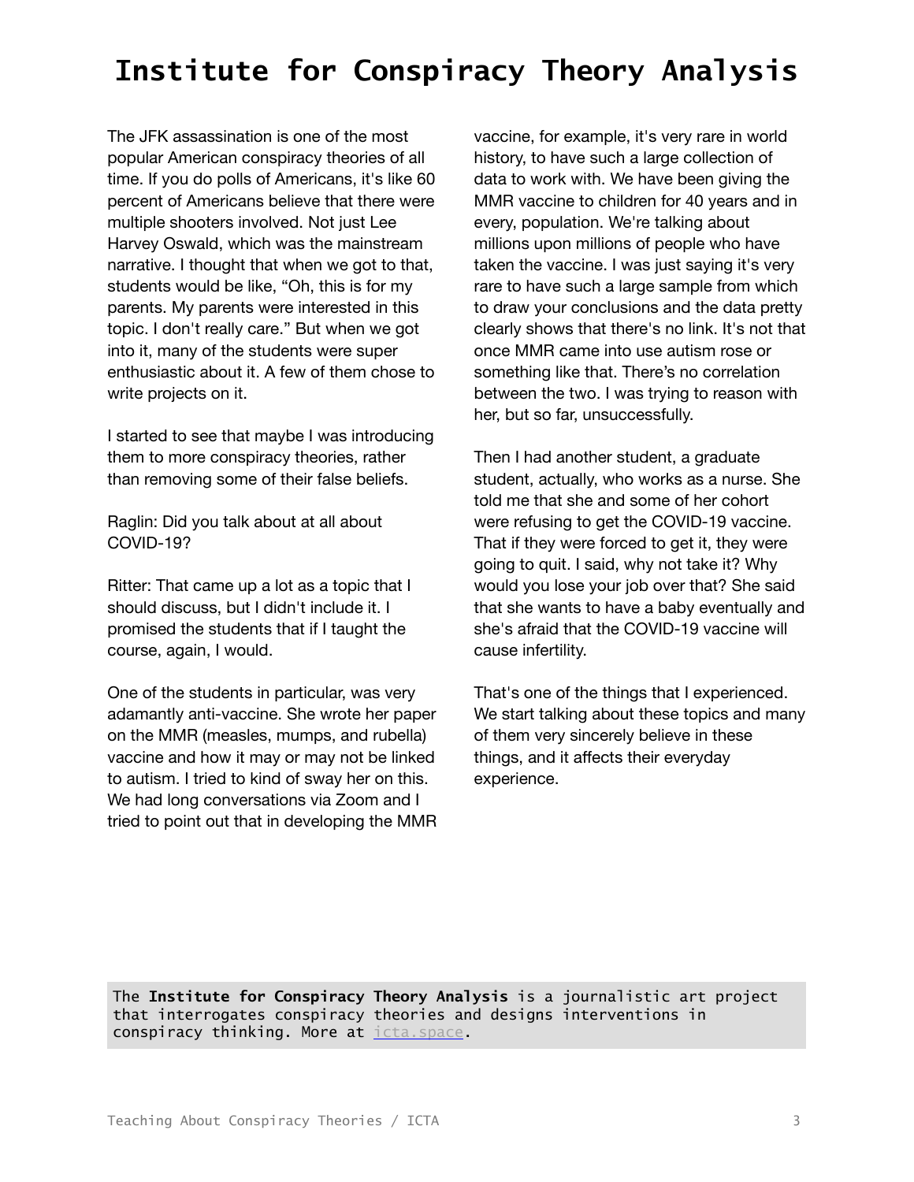# Institute for Conspiracy Theory Analysis

The JFK assassination is one of the most popular American conspiracy theories of all time. If you do polls of Americans, it's like 60 percent of Americans believe that there were multiple shooters involved. Not just Lee Harvey Oswald, which was the mainstream narrative. I thought that when we got to that, students would be like, "Oh, this is for my parents. My parents were interested in this topic. I don't really care." But when we got into it, many of the students were super enthusiastic about it. A few of them chose to write projects on it.

I started to see that maybe I was introducing them to more conspiracy theories, rather than removing some of their false beliefs.

Raglin: Did you talk about at all about COVID-19?

Ritter: That came up a lot as a topic that I should discuss, but I didn't include it. I promised the students that if I taught the course, again, I would.

One of the students in particular, was very adamantly anti-vaccine. She wrote her paper on the MMR (measles, mumps, and rubella) vaccine and how it may or may not be linked to autism. I tried to kind of sway her on this. We had long conversations via Zoom and I tried to point out that in developing the MMR vaccine, for example, it's very rare in world history, to have such a large collection of data to work with. We have been giving the MMR vaccine to children for 40 years and in every, population. We're talking about millions upon millions of people who have taken the vaccine. I was just saying it's very rare to have such a large sample from which to draw your conclusions and the data pretty clearly shows that there's no link. It's not that once MMR came into use autism rose or something like that. There's no correlation between the two. I was trying to reason with her, but so far, unsuccessfully.

Then I had another student, a graduate student, actually, who works as a nurse. She told me that she and some of her cohort were refusing to get the COVID-19 vaccine. That if they were forced to get it, they were going to quit. I said, why not take it? Why would you lose your job over that? She said that she wants to have a baby eventually and she's afraid that the COVID-19 vaccine will cause infertility.

That's one of the things that I experienced. We start talking about these topics and many of them very sincerely believe in these things, and it affects their everyday experience.

The **Institute for Conspiracy Theory Analysis** is a journalistic art project that interrogates conspiracy theories and designs interventions in conspiracy thinking. More at [icta.space](icta.space).